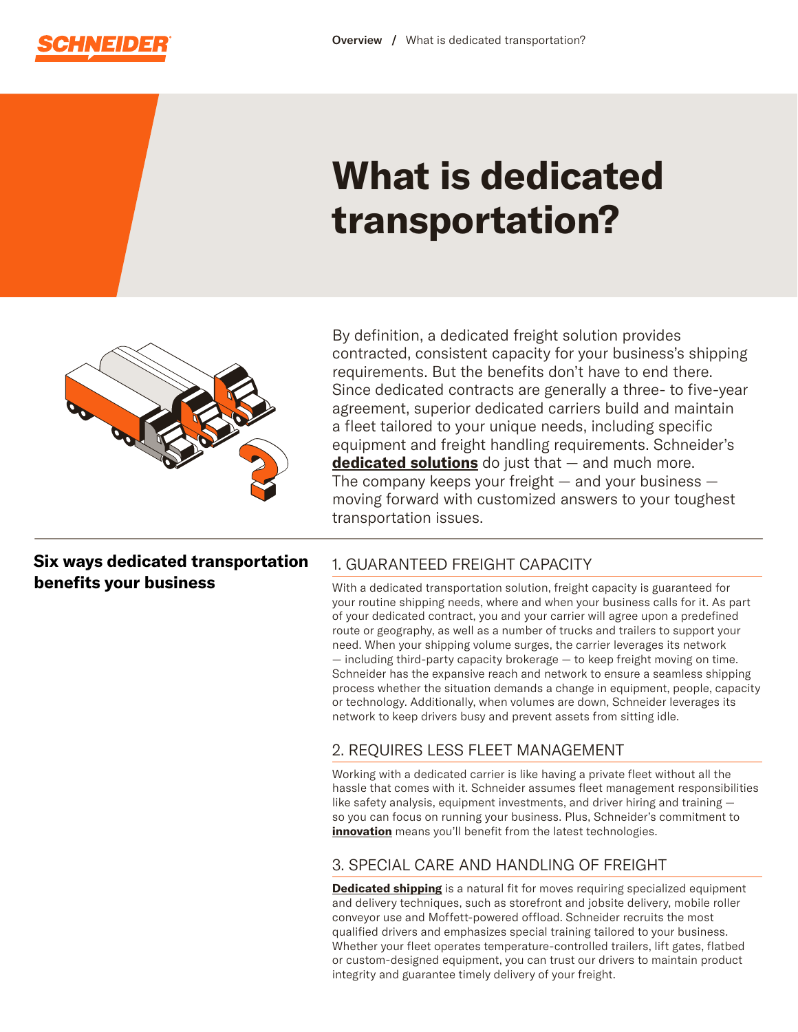# What is dedicated transportation?

By definition, a dedicated freight solution provides contracted, consistent capacity for your business's shipping requirements. But the benefits don't have to end there. Since dedicated contracts are generally a three- to five-year agreement, superior dedicated carriers build and maintain a fleet tailored to your unique needs, including specific equipment and freight handling requirements. Schneider's **dedicated solutions** do just that — and much more. The company keeps your freight — and your business — moving forward with customized answers to your toughest transportation issues.

## Six ways dedicated transportation benefits your business

### 1. GUARANTEED FREIGHT CAPACITY

With a dedicated transportation solution, freight capacity is guaranteed for your routine shipping needs, where and when your business calls for it. As part of your dedicated contract, you and your carrier will agree upon a predefined route or geography, as well as a number of trucks and trailers to support your need. When your shipping volume surges, the carrier leverages its network — including third-party capacity brokerage — to keep freight moving on time. Schneider has the expansive reach and network to ensure a seamless shipping process whether the situation demands a change in equipment, people, capacity or technology. Additionally, when volumes are down, Schneider leverages its network to keep drivers busy and prevent assets from sitting idle.

### 2. REQUIRES LESS FLEET MANAGEMENT

Working with a dedicated carrier is like having a private fleet without all the hassle that comes with it. Schneider assumes fleet management responsibilities like safety analysis, equipment investments, and driver hiring and training — so you can focus on running your business. Plus, Schneider's commitment to **innovation** means you'll benefit from the latest technologies.

### 3. SPECIAL CARE AND HANDLING OF FREIGHT

**Dedicated shipping** is a natural fit for moves requiring specialized equipment and delivery techniques, such as storefront and jobsite delivery, mobile roller conveyor use and Moffett-powered offload. Schneider recruits the most qualified drivers and emphasizes special training tailored to your business. Whether your fleet operates temperature-controlled trailers, lift gates, flatbed or custom-designed equipment, you can trust our drivers to maintain product integrity and guarantee timely delivery of your freight.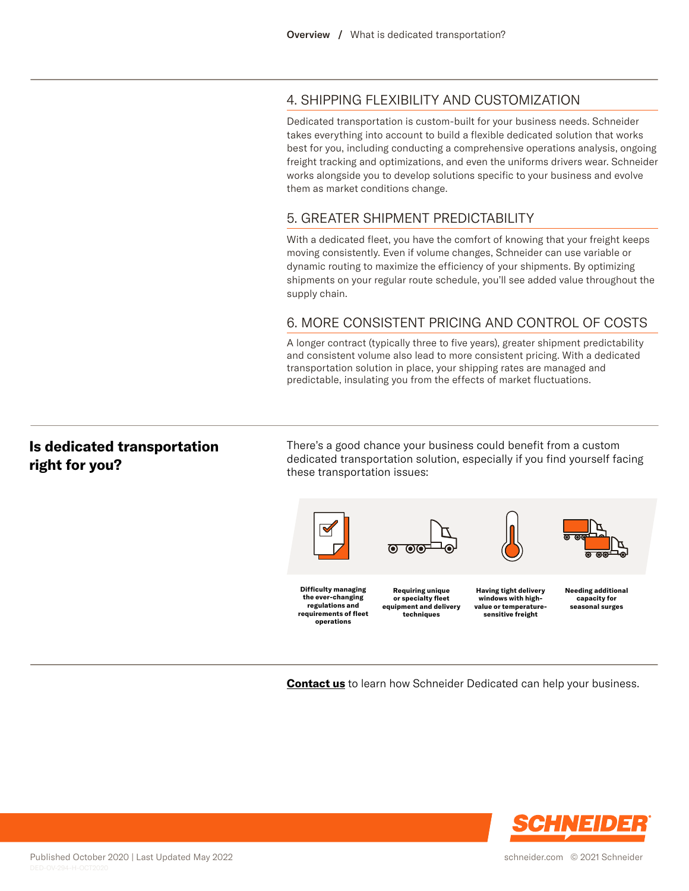## 4. SHIPPING FLEXIBILITY AND CUSTOMIZATION

Dedicated transportation is custom-built for your business needs. Schneider takes everything into account to build a flexible dedicated solution that works best for you, including conducting a comprehensive operations analysis, ongoing freight tracking and optimizations, and even the uniforms drivers wear. Schneider works alongside you to develop solutions specific to your business and evolve them as market conditions change.

## 5. GREATER SHIPMENT PREDICTABILITY

With a dedicated fleet, you have the comfort of knowing that your freight keeps moving consistently. Even if volume changes, Schneider can use variable or dynamic routing to maximize the efficiency of your shipments. By optimizing shipments on your regular route schedule, you'll see added value throughout the supply chain.

## 6. MORE CONSISTENT PRICING AND CONTROL OF COSTS

A longer contract (typically three to five years), greater shipment predictability and consistent volume also lead to more consistent pricing. With a dedicated transportation solution in place, your shipping rates are managed and predictable, insulating you from the effects of market fluctuations.

## Is dedicated transportation right for you?

There's a good chance your business could benefit from a custom dedicated transportation solution, especially if you find yourself facing these transportation issues:

**Difficulty managing the ever-changing regulations and requirements of fleet operations**

**Requiring unique or specialty fleet equipment and delivery techniques**

**Having tight delivery windows with high-value or temperature-sensitive freight**

**Needing additional capacity for seasonal surges**

**Contact us** to learn how Schneider Dedicated can help your business.

Published October 2020 | Last Updated May 2022

DED-OV-294-H-OCT2020

schneider.com © 2021 Schneider